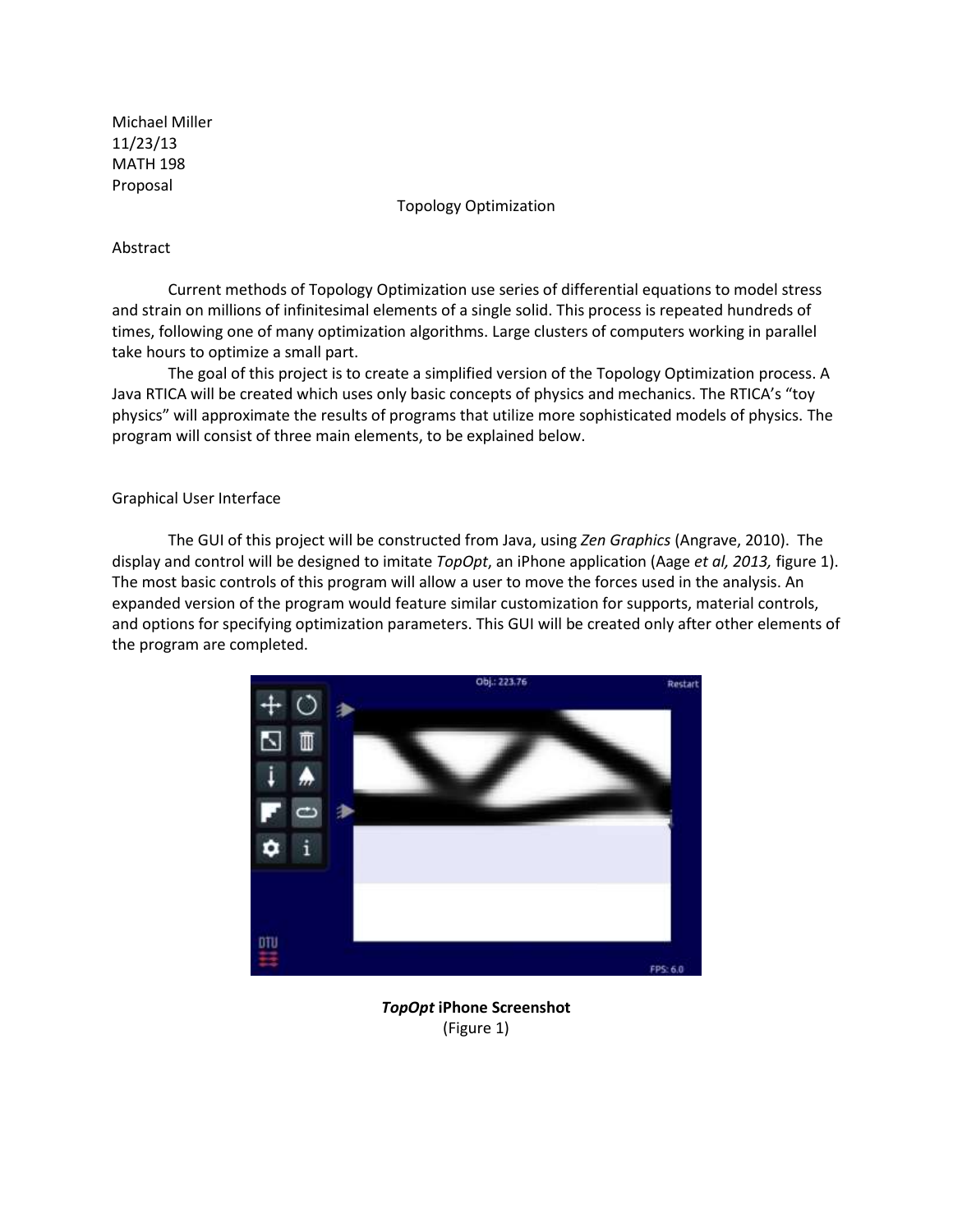Michael Miller
11/23/13
MATH 198
Proposal

# Topology Optimization

## Abstract

Current methods of Topology Optimization use series of differential equations to model stress and strain on millions of infinitesimal elements of a single solid. This process is repeated hundreds of times, following one of many optimization algorithms. Large clusters of computers working in parallel take hours to optimize a small part.

The goal of this project is to create a simplified version of the Topology Optimization process. A Java RTICA will be created which uses only basic concepts of physics and mechanics. The RTICA's "toy physics" will approximate the results of programs that utilize more sophisticated models of physics. The program will consist of three main elements, to be explained below.

## Graphical User Interface

The GUI of this project will be constructed from Java, using *Zen Graphics* (Angrave, 2010). The display and control will be designed to imitate *TopOpt*, an iPhone application (Aage *et al, 2013,* figure 1). The most basic controls of this program will allow a user to move the forces used in the analysis. An expanded version of the program would feature similar customization for supports, material controls, and options for specifying optimization parameters. This GUI will be created only after other elements of the program are completed.

***TopOpt* iPhone Screenshot**
(Figure 1)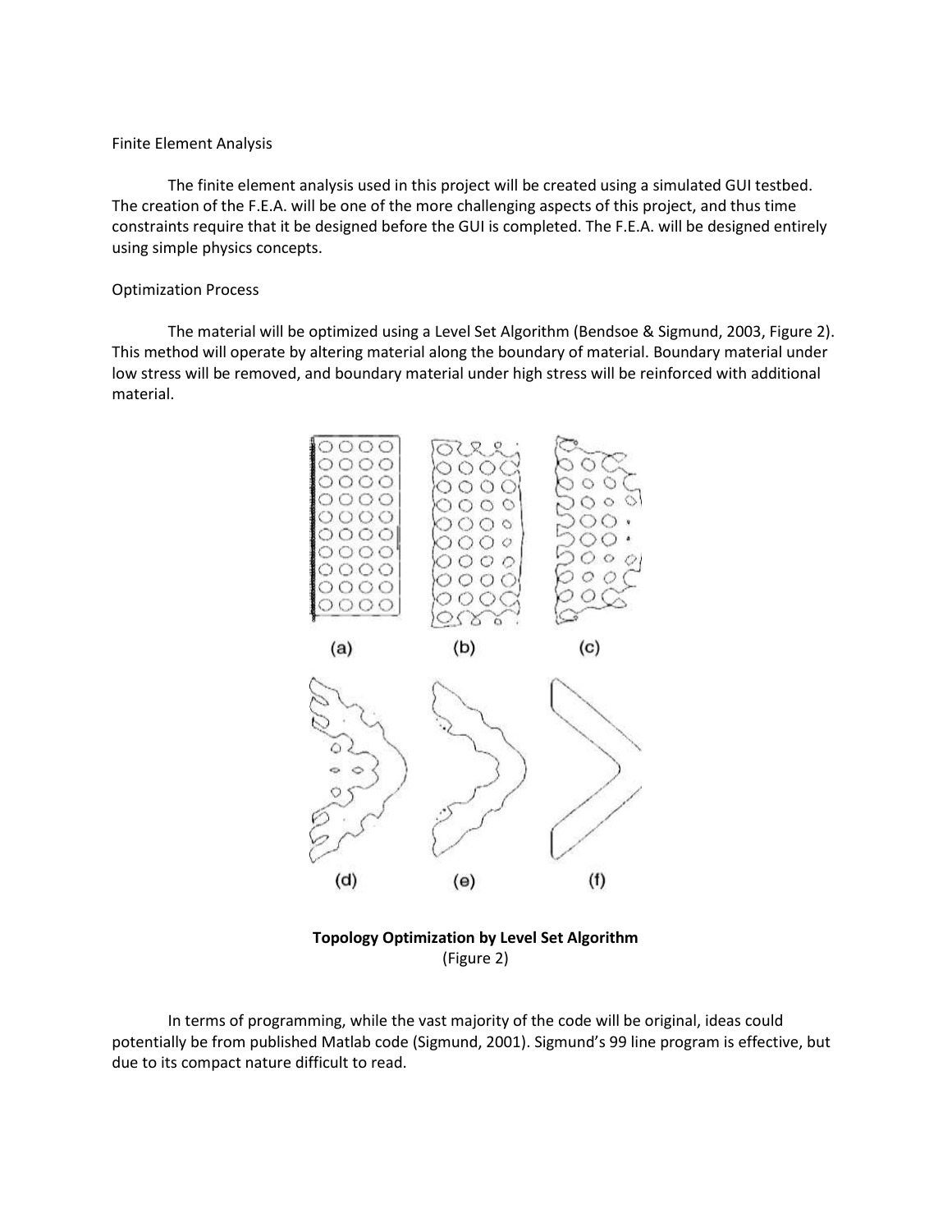Finite Element Analysis

The finite element analysis used in this project will be created using a simulated GUI testbed. The creation of the F.E.A. will be one of the more challenging aspects of this project, and thus time constraints require that it be designed before the GUI is completed. The F.E.A. will be designed entirely using simple physics concepts.

Optimization Process

The material will be optimized using a Level Set Algorithm (Bendsoe & Sigmund, 2003, Figure 2). This method will operate by altering material along the boundary of material. Boundary material under low stress will be removed, and boundary material under high stress will be reinforced with additional material.

(a) (b) (c)

(d) (e) (f)

**Topology Optimization by Level Set Algorithm**
(Figure 2)

In terms of programming, while the vast majority of the code will be original, ideas could potentially be from published Matlab code (Sigmund, 2001). Sigmund's 99 line program is effective, but due to its compact nature difficult to read.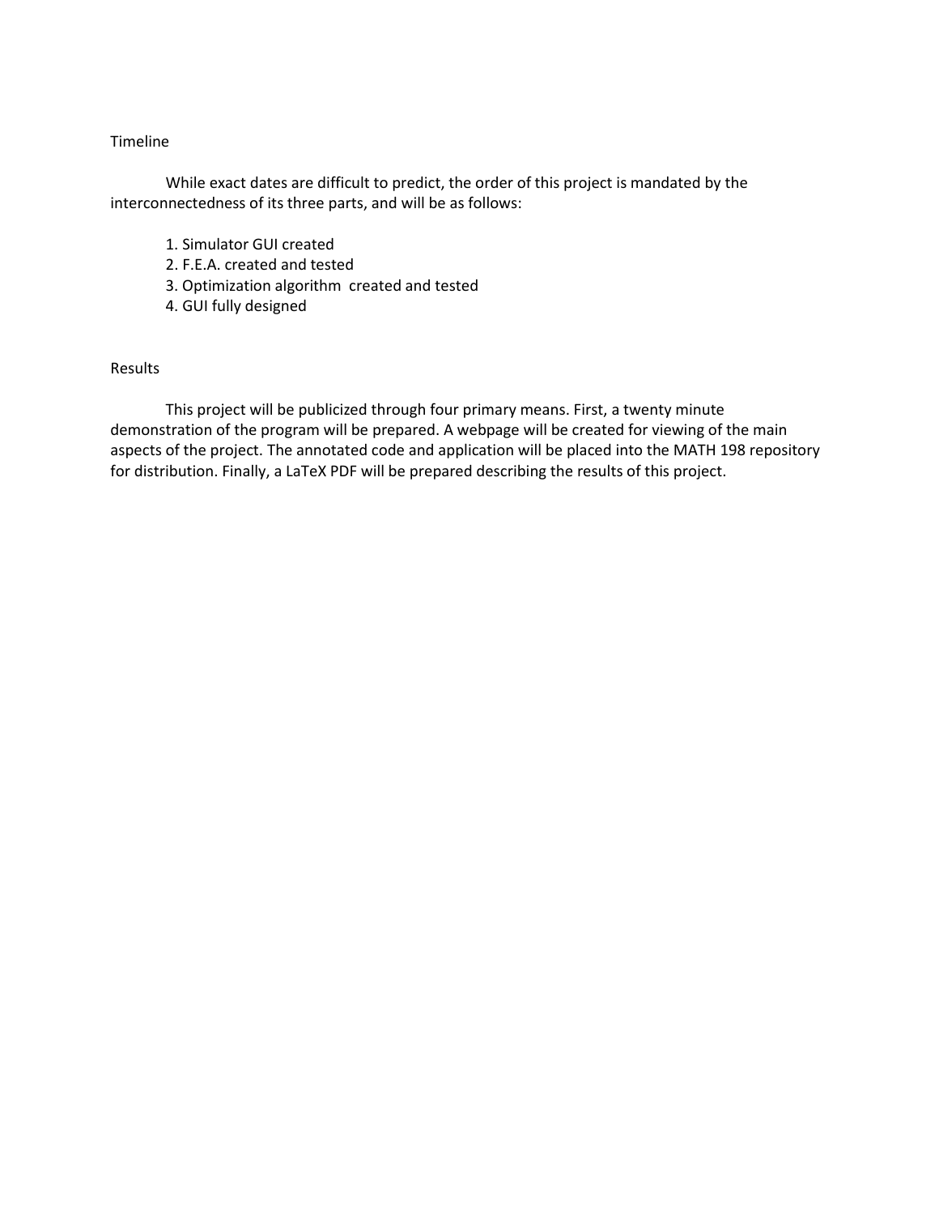## Timeline

While exact dates are difficult to predict, the order of this project is mandated by the interconnectedness of its three parts, and will be as follows:

1. Simulator GUI created
2. F.E.A. created and tested
3. Optimization algorithm created and tested
4. GUI fully designed

## Results

This project will be publicized through four primary means. First, a twenty minute demonstration of the program will be prepared. A webpage will be created for viewing of the main aspects of the project. The annotated code and application will be placed into the MATH 198 repository for distribution. Finally, a LaTeX PDF will be prepared describing the results of this project.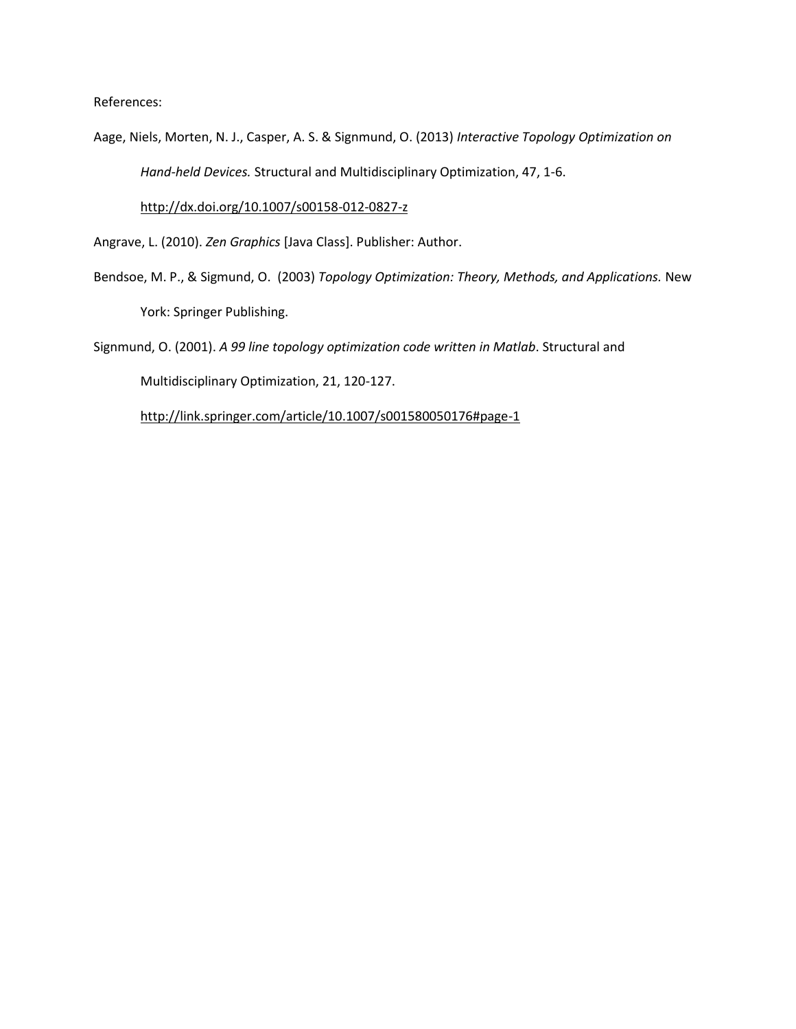References:

Aage, Niels, Morten, N. J., Casper, A. S. & Signmund, O. (2013) *Interactive Topology Optimization on Hand-held Devices.* Structural and Multidisciplinary Optimization, 47, 1-6. http://dx.doi.org/10.1007/s00158-012-0827-z

Angrave, L. (2010). *Zen Graphics* [Java Class]. Publisher: Author.

Bendsoe, M. P., & Sigmund, O. (2003) *Topology Optimization: Theory, Methods, and Applications.* New York: Springer Publishing.

Signmund, O. (2001). *A 99 line topology optimization code written in Matlab*. Structural and Multidisciplinary Optimization, 21, 120-127. http://link.springer.com/article/10.1007/s001580050176#page-1